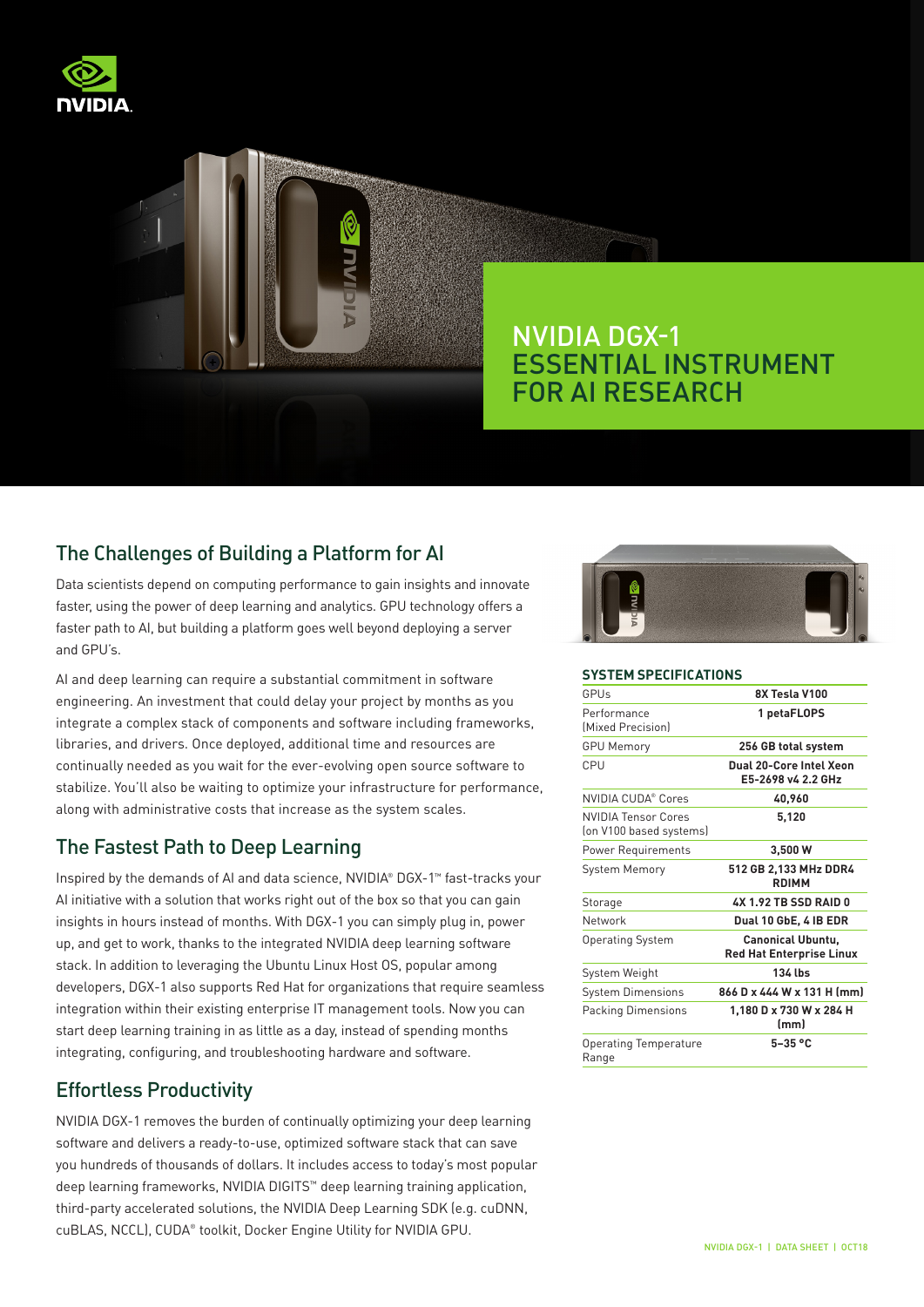# NVIDIA DGX-1 ESSENTIAL INSTRUMENT FOR AI RESEARCH

## The Challenges of Building a Platform for AI

Data scientists depend on computing performance to gain insights and innovate faster, using the power of deep learning and analytics. GPU technology offers a faster path to AI, but building a platform goes well beyond deploying a server and GPU's.

AI and deep learning can require a substantial commitment in software engineering. An investment that could delay your project by months as you integrate a complex stack of components and software including frameworks, libraries, and drivers. Once deployed, additional time and resources are continually needed as you wait for the ever-evolving open source software to stabilize. You'll also be waiting to optimize your infrastructure for performance, along with administrative costs that increase as the system scales.

## The Fastest Path to Deep Learning

Inspired by the demands of AI and data science, NVIDIA® DGX-1™ fast-tracks your AI initiative with a solution that works right out of the box so that you can gain insights in hours instead of months. With DGX-1 you can simply plug in, power up, and get to work, thanks to the integrated NVIDIA deep learning software stack. In addition to leveraging the Ubuntu Linux Host OS, popular among developers, DGX-1 also supports Red Hat for organizations that require seamless integration within their existing enterprise IT management tools. Now you can start deep learning training in as little as a day, instead of spending months integrating, configuring, and troubleshooting hardware and software.

## Effortless Productivity

NVIDIA DGX-1 removes the burden of continually optimizing your deep learning software and delivers a ready-to-use, optimized software stack that can save you hundreds of thousands of dollars. It includes access to today's most popular deep learning frameworks, NVIDIA DIGITS™ deep learning training application, third-party accelerated solutions, the NVIDIA Deep Learning SDK (e.g. cuDNN, cuBLAS, NCCL), CUDA® toolkit, Docker Engine Utility for NVIDIA GPU.

### SYSTEM SPECIFICATIONS

| | |
|---|---|
| GPUs | **8X Tesla V100** |
| Performance (Mixed Precision) | **1 petaFLOPS** |
| GPU Memory | **256 GB total system** |
| CPU | **Dual 20-Core Intel Xeon E5-2698 v4 2.2 GHz** |
| NVIDIA CUDA® Cores | **40,960** |
| NVIDIA Tensor Cores (on V100 based systems) | **5,120** |
| Power Requirements | **3,500 W** |
| System Memory | **512 GB 2,133 MHz DDR4 RDIMM** |
| Storage | **4X 1.92 TB SSD RAID 0** |
| Network | **Dual 10 GbE, 4 IB EDR** |
| Operating System | **Canonical Ubuntu, Red Hat Enterprise Linux** |
| System Weight | **134 lbs** |
| System Dimensions | **866 D x 444 W x 131 H (mm)** |
| Packing Dimensions | **1,180 D x 730 W x 284 H (mm)** |
| Operating Temperature Range | **5–35 °C** |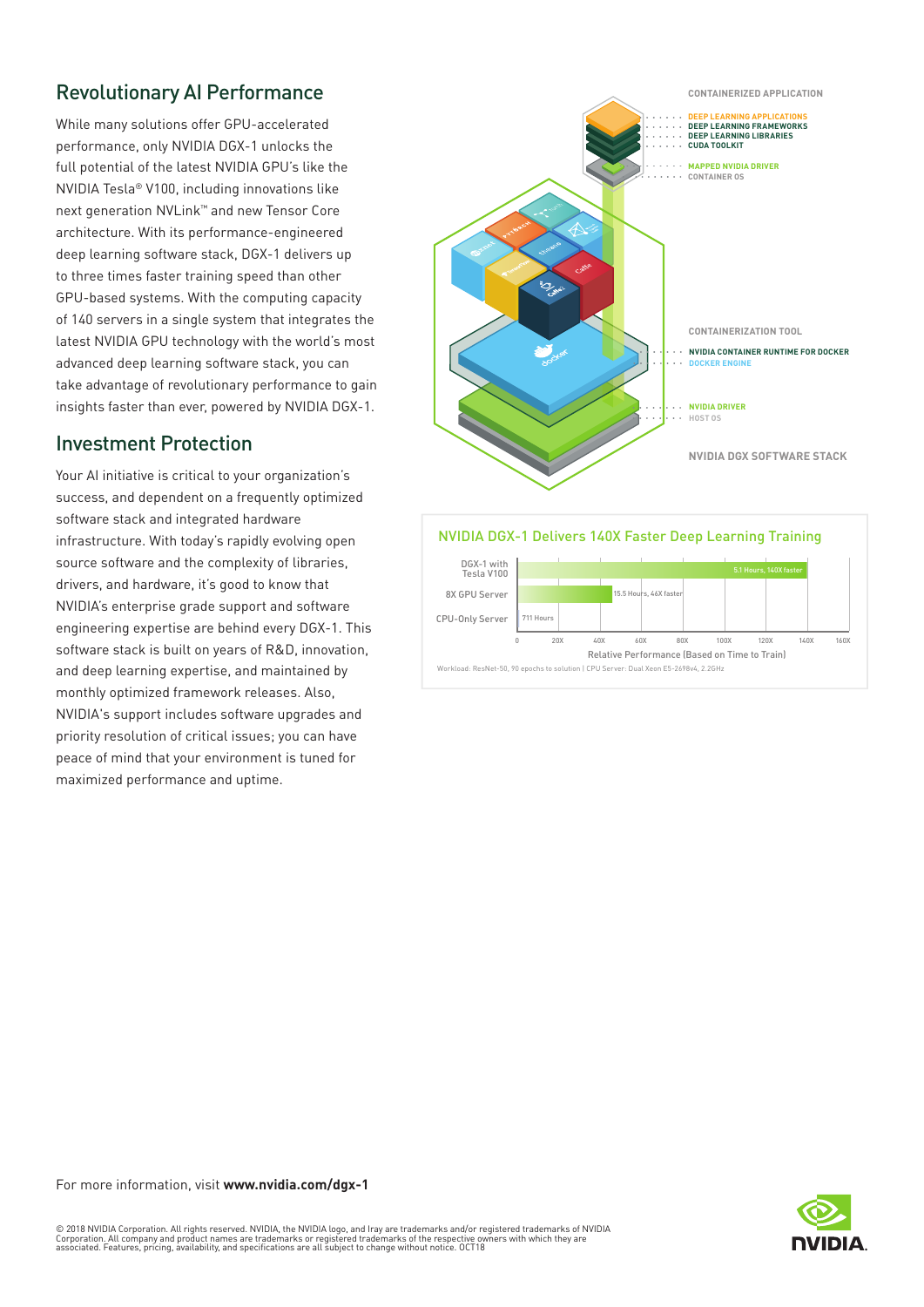## Revolutionary AI Performance

While many solutions offer GPU-accelerated performance, only NVIDIA DGX-1 unlocks the full potential of the latest NVIDIA GPU's like the NVIDIA Tesla® V100, including innovations like next generation NVLink™ and new Tensor Core architecture. With its performance-engineered deep learning software stack, DGX-1 delivers up to three times faster training speed than other GPU-based systems. With the computing capacity of 140 servers in a single system that integrates the latest NVIDIA GPU technology with the world's most advanced deep learning software stack, you can take advantage of revolutionary performance to gain insights faster than ever, powered by NVIDIA DGX-1.

## Investment Protection

Your AI initiative is critical to your organization's success, and dependent on a frequently optimized software stack and integrated hardware infrastructure. With today's rapidly evolving open source software and the complexity of libraries, drivers, and hardware, it's good to know that NVIDIA's enterprise grade support and software engineering expertise are behind every DGX-1. This software stack is built on years of R&D, innovation, and deep learning expertise, and maintained by monthly optimized framework releases. Also, NVIDIA's support includes software upgrades and priority resolution of critical issues; you can have peace of mind that your environment is tuned for maximized performance and uptime.

CONTAINERIZED APPLICATION
DEEP LEARNING APPLICATIONS
DEEP LEARNING FRAMEWORKS
DEEP LEARNING LIBRARIES
CUDA TOOLKIT
MAPPED NVIDIA DRIVER
CONTAINER OS
CONTAINERIZATION TOOL
NVIDIA CONTAINER RUNTIME FOR DOCKER
DOCKER ENGINE
NVIDIA DRIVER
HOST OS
NVIDIA DGX SOFTWARE STACK

### NVIDIA DGX-1 Delivers 140X Faster Deep Learning Training

DGX-1 with Tesla V100
8X GPU Server
CPU-Only Server
5.1 Hours, 140X faster
15.5 Hours, 46X faster
711 Hours
0 20X 40X 60X 80X 100X 120X 140X 160X
Relative Performance (Based on Time to Train)

Workload: ResNet-50, 90 epochs to solution | CPU Server: Dual Xeon E5-2698v4, 2.2GHz

For more information, visit **www.nvidia.com/dgx-1**

© 2018 NVIDIA Corporation. All rights reserved. NVIDIA, the NVIDIA logo, and Iray are trademarks and/or registered trademarks of NVIDIA Corporation. All company and product names are trademarks or registered trademarks of the respective owners with which they are associated. Features, pricing, availability, and specifications are all subject to change without notice. OCT18